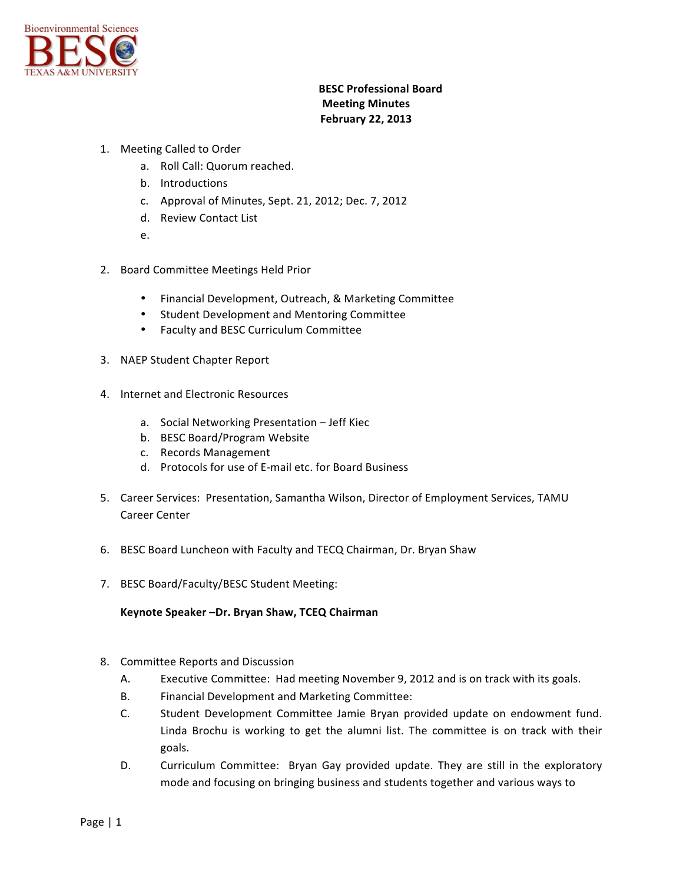Bioenvironmental Sciences
BESC
TEXAS A&M UNIVERSITY

**BESC Professional Board**
**Meeting Minutes**
**February 22, 2013**

1. Meeting Called to Order
   a. Roll Call: Quorum reached.
   b. Introductions
   c. Approval of Minutes, Sept. 21, 2012; Dec. 7, 2012
   d. Review Contact List
   e.

2. Board Committee Meetings Held Prior
   - Financial Development, Outreach, & Marketing Committee
   - Student Development and Mentoring Committee
   - Faculty and BESC Curriculum Committee

3. NAEP Student Chapter Report

4. Internet and Electronic Resources
   a. Social Networking Presentation – Jeff Kiec
   b. BESC Board/Program Website
   c. Records Management
   d. Protocols for use of E-mail etc. for Board Business

5. Career Services: Presentation, Samantha Wilson, Director of Employment Services, TAMU Career Center

6. BESC Board Luncheon with Faculty and TECQ Chairman, Dr. Bryan Shaw

7. BESC Board/Faculty/BESC Student Meeting:

   **Keynote Speaker –Dr. Bryan Shaw, TCEQ Chairman**

8. Committee Reports and Discussion
   A. Executive Committee: Had meeting November 9, 2012 and is on track with its goals.
   B. Financial Development and Marketing Committee:
   C. Student Development Committee Jamie Bryan provided update on endowment fund. Linda Brochu is working to get the alumni list. The committee is on track with their goals.
   D. Curriculum Committee: Bryan Gay provided update. They are still in the exploratory mode and focusing on bringing business and students together and various ways to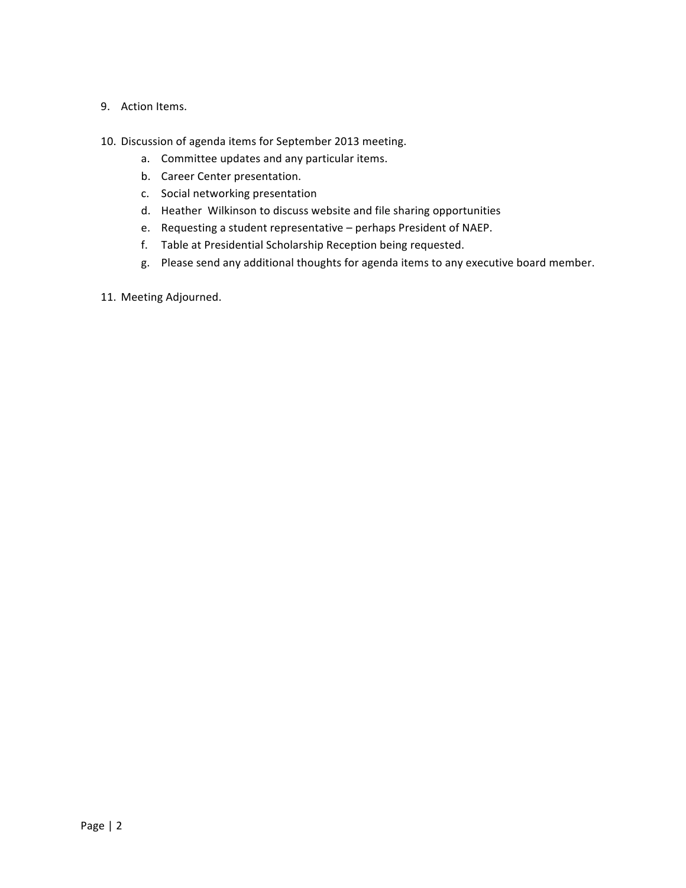9. Action Items.

10. Discussion of agenda items for September 2013 meeting.
    a. Committee updates and any particular items.
    b. Career Center presentation.
    c. Social networking presentation
    d. Heather Wilkinson to discuss website and file sharing opportunities
    e. Requesting a student representative – perhaps President of NAEP.
    f. Table at Presidential Scholarship Reception being requested.
    g. Please send any additional thoughts for agenda items to any executive board member.

11. Meeting Adjourned.